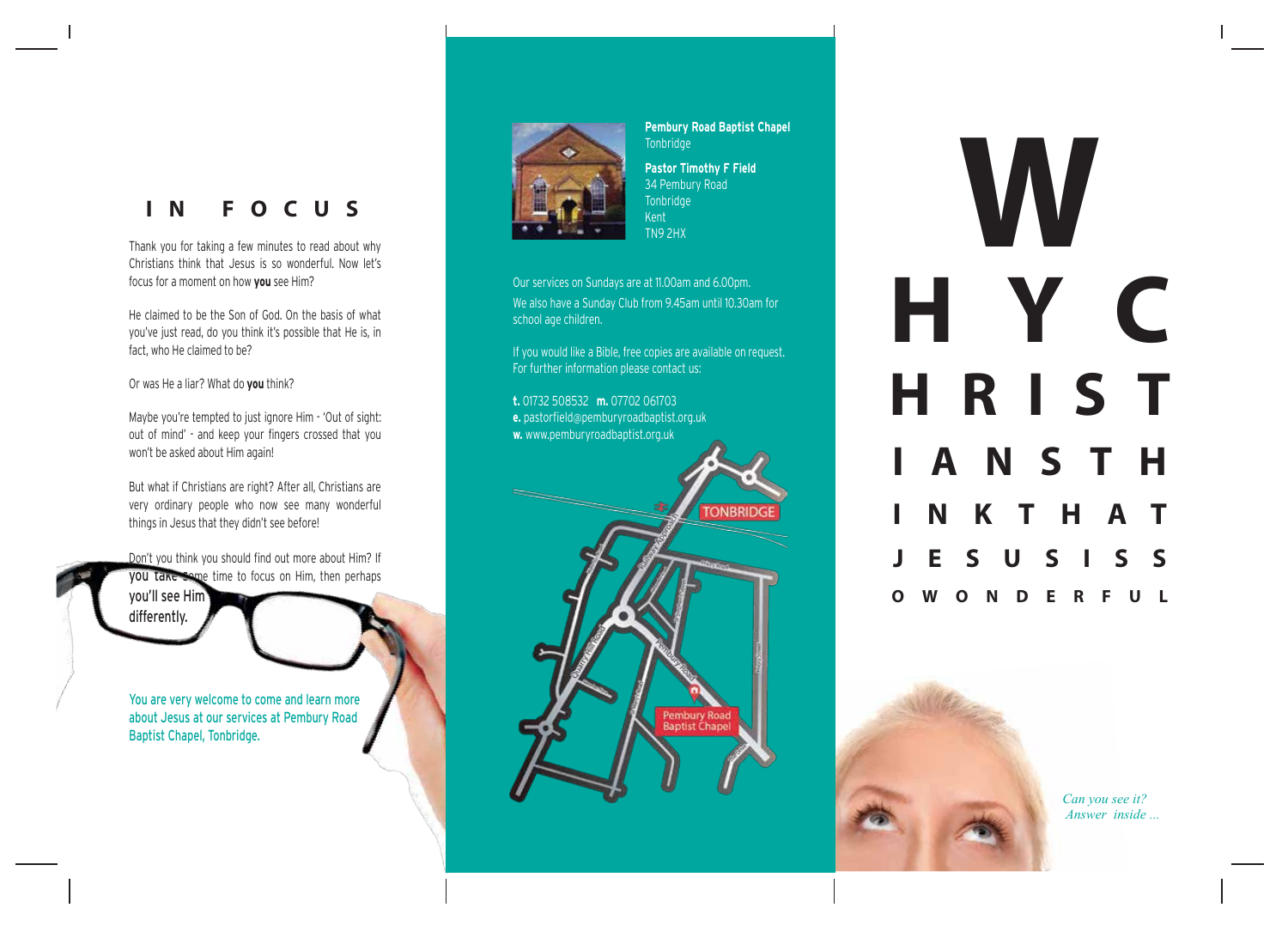# IN FOCUS

Thank you for taking a few minutes to read about why Christians think that Jesus is so wonderful. Now let's focus for a moment on how **you** see Him?

He claimed to be the Son of God. On the basis of what you've just read, do you think it's possible that He is, in fact, who He claimed to be?

Or was He a liar? What do **you** think?

Maybe you're tempted to just ignore Him - 'Out of sight: out of mind' - and keep your fingers crossed that you won't be asked about Him again!

But what if Christians are right? After all, Christians are very ordinary people who now see many wonderful things in Jesus that they didn't see before!

Don't you think you should find out more about Him? If you take some time to focus on Him, then perhaps you'll see Him differently.

You are very welcome to come and learn more about Jesus at our services at Pembury Road Baptist Chapel, Tonbridge.

**Pembury Road Baptist Chapel**
Tonbridge

**Pastor Timothy F Field**
34 Pembury Road
Tonbridge
Kent
TN9 2HX

Our services on Sundays are at 11.00am and 6.00pm.
We also have a Sunday Club from 9.45am until 10.30am for school age children.

If you would like a Bible, free copies are available on request.
For further information please contact us:

**t.** 01732 508532 **m.** 07702 061703
**e.** pastorfield@pemburyroadbaptist.org.uk
**w.** www.pemburyroadbaptist.org.uk

TONBRIDGE

Pembury Road Baptist Chapel

# W
# H Y C
# H R I S T
## I A N S T H
## I N K T H A T
### J E S U S I S S
### O W O N D E R F U L

*Can you see it?*
*Answer inside ...*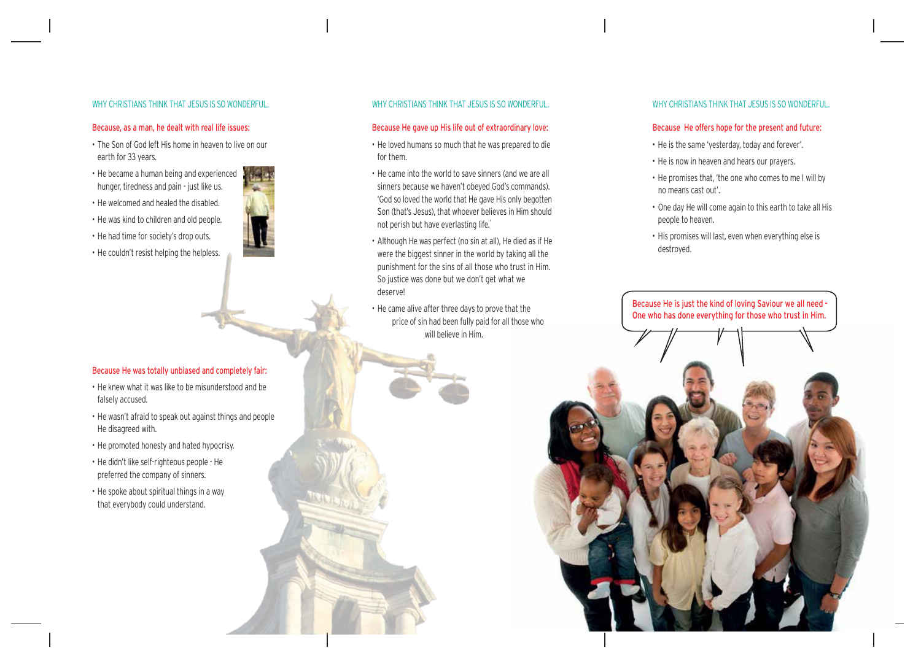WHY CHRISTIANS THINK THAT JESUS IS SO WONDERFUL.

### Because, as a man, he dealt with real life issues:

- The Son of God left His home in heaven to live on our earth for 33 years.
- He became a human being and experienced hunger, tiredness and pain - just like us.
- He welcomed and healed the disabled.
- He was kind to children and old people.
- He had time for society's drop outs.
- He couldn't resist helping the helpless.

### Because He was totally unbiased and completely fair:

- He knew what it was like to be misunderstood and be falsely accused.
- He wasn't afraid to speak out against things and people He disagreed with.
- He promoted honesty and hated hypocrisy.
- He didn't like self-righteous people - He preferred the company of sinners.
- He spoke about spiritual things in a way that everybody could understand.

WHY CHRISTIANS THINK THAT JESUS IS SO WONDERFUL.

### Because He gave up His life out of extraordinary love:

- He loved humans so much that he was prepared to die for them.
- He came into the world to save sinners (and we are all sinners because we haven't obeyed God's commands). 'God so loved the world that He gave His only begotten Son (that's Jesus), that whoever believes in Him should not perish but have everlasting life.'
- Although He was perfect (no sin at all), He died as if He were the biggest sinner in the world by taking all the punishment for the sins of all those who trust in Him. So justice was done but we don't get what we deserve!
- He came alive after three days to prove that the price of sin had been fully paid for all those who will believe in Him.

WHY CHRISTIANS THINK THAT JESUS IS SO WONDERFUL.

### Because He offers hope for the present and future:

- He is the same 'yesterday, today and forever'.
- He is now in heaven and hears our prayers.
- He promises that, 'the one who comes to me I will by no means cast out'.
- One day He will come again to this earth to take all His people to heaven.
- His promises will last, even when everything else is destroyed.

Because He is just the kind of loving Saviour we all need - One who has done everything for those who trust in Him.